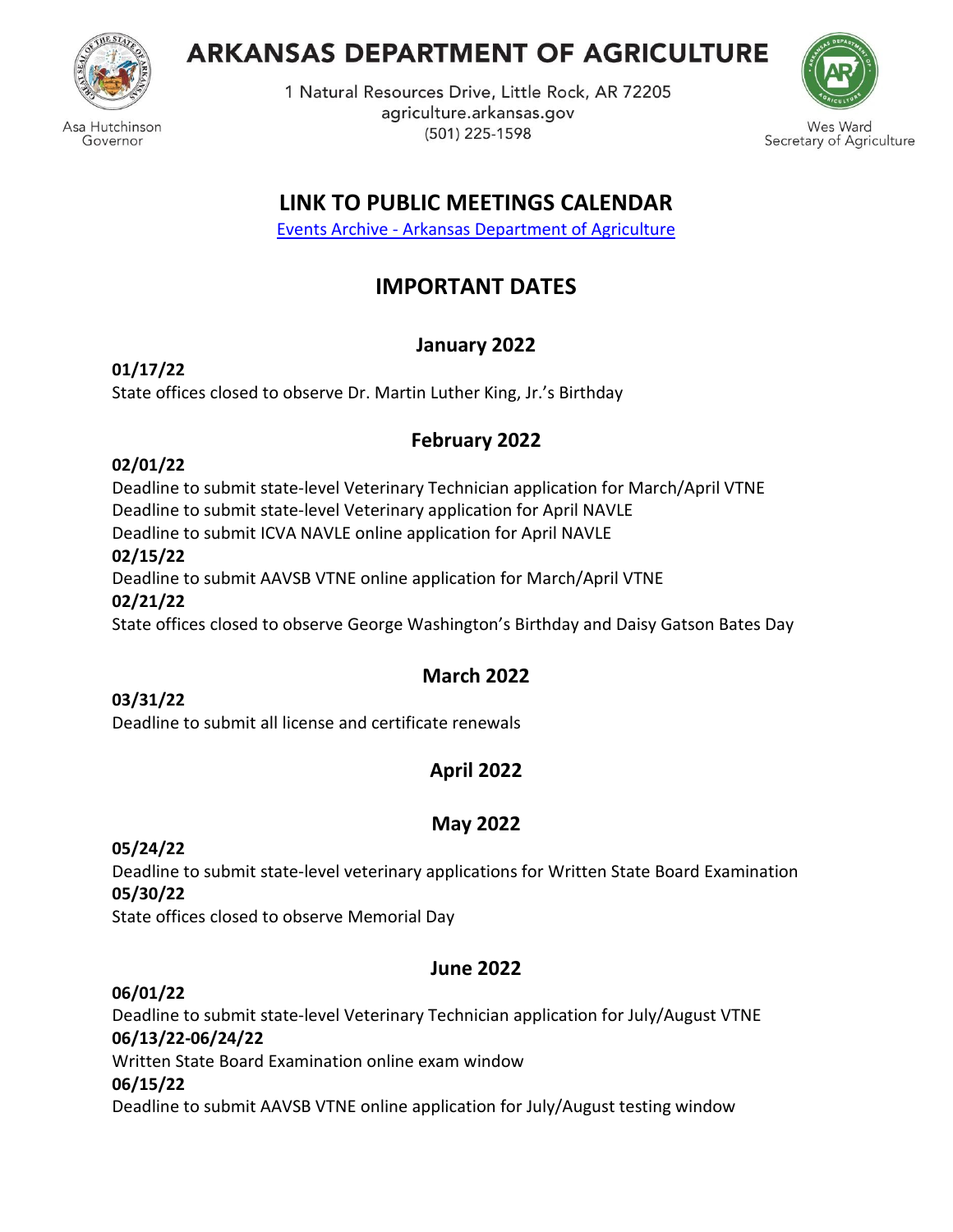# ARKANSAS DEPARTMENT OF AGRICULTURE

1 Natural Resources Drive, Little Rock, AR 72205
agriculture.arkansas.gov
(501) 225-1598

Asa Hutchinson
Governor

Wes Ward
Secretary of Agriculture

## LINK TO PUBLIC MEETINGS CALENDAR

[Events Archive - Arkansas Department of Agriculture]

## IMPORTANT DATES

### January 2022

**01/17/22**
State offices closed to observe Dr. Martin Luther King, Jr.'s Birthday

### February 2022

**02/01/22**
Deadline to submit state-level Veterinary Technician application for March/April VTNE
Deadline to submit state-level Veterinary application for April NAVLE
Deadline to submit ICVA NAVLE online application for April NAVLE
**02/15/22**
Deadline to submit AAVSB VTNE online application for March/April VTNE
**02/21/22**
State offices closed to observe George Washington's Birthday and Daisy Gatson Bates Day

### March 2022

**03/31/22**
Deadline to submit all license and certificate renewals

### April 2022

### May 2022

**05/24/22**
Deadline to submit state-level veterinary applications for Written State Board Examination
**05/30/22**
State offices closed to observe Memorial Day

### June 2022

**06/01/22**
Deadline to submit state-level Veterinary Technician application for July/August VTNE
**06/13/22-06/24/22**
Written State Board Examination online exam window
**06/15/22**
Deadline to submit AAVSB VTNE online application for July/August testing window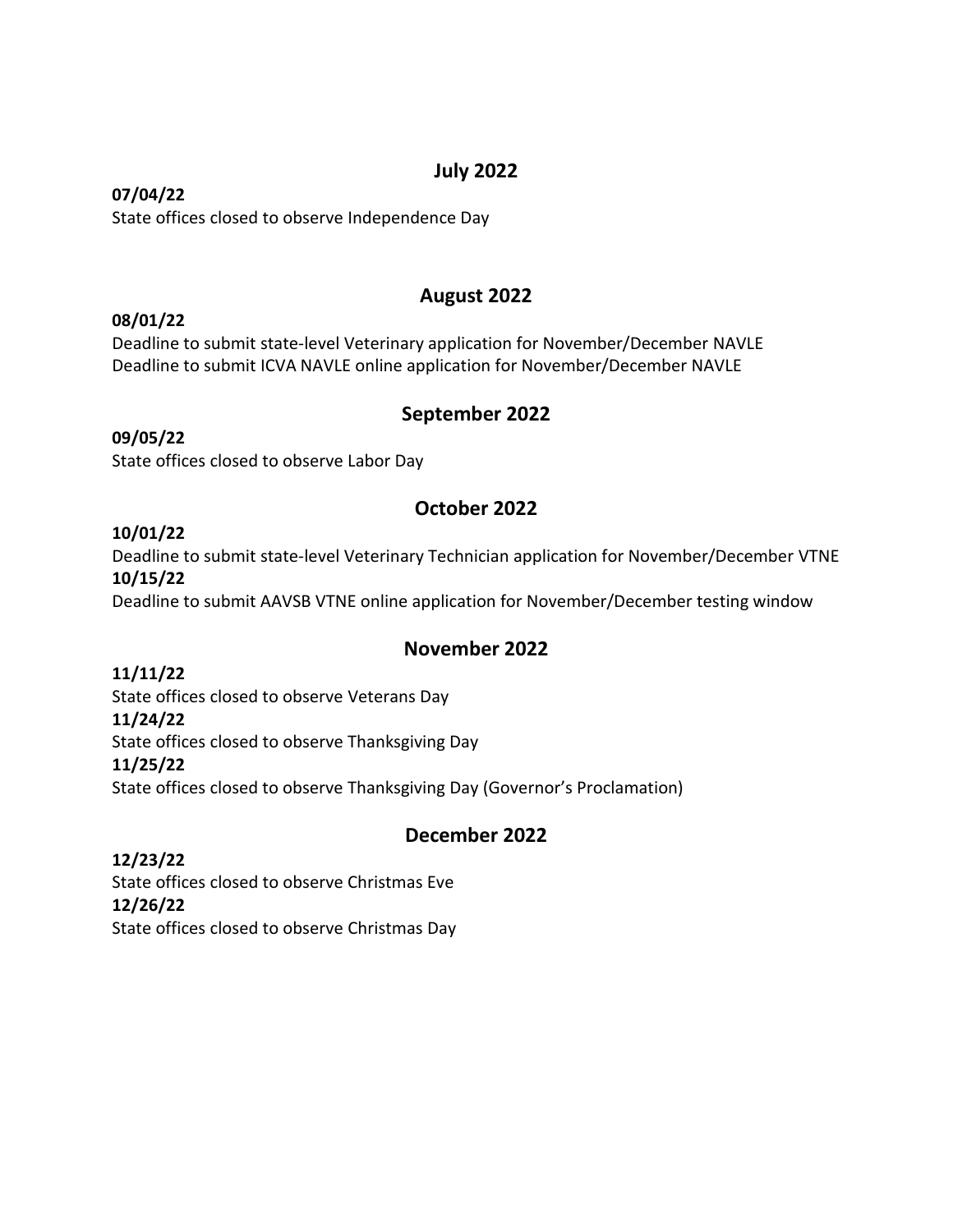## July 2022

**07/04/22**
State offices closed to observe Independence Day

## August 2022

**08/01/22**
Deadline to submit state-level Veterinary application for November/December NAVLE
Deadline to submit ICVA NAVLE online application for November/December NAVLE

## September 2022

**09/05/22**
State offices closed to observe Labor Day

## October 2022

**10/01/22**
Deadline to submit state-level Veterinary Technician application for November/December VTNE
**10/15/22**
Deadline to submit AAVSB VTNE online application for November/December testing window

## November 2022

**11/11/22**
State offices closed to observe Veterans Day
**11/24/22**
State offices closed to observe Thanksgiving Day
**11/25/22**
State offices closed to observe Thanksgiving Day (Governor's Proclamation)

## December 2022

**12/23/22**
State offices closed to observe Christmas Eve
**12/26/22**
State offices closed to observe Christmas Day